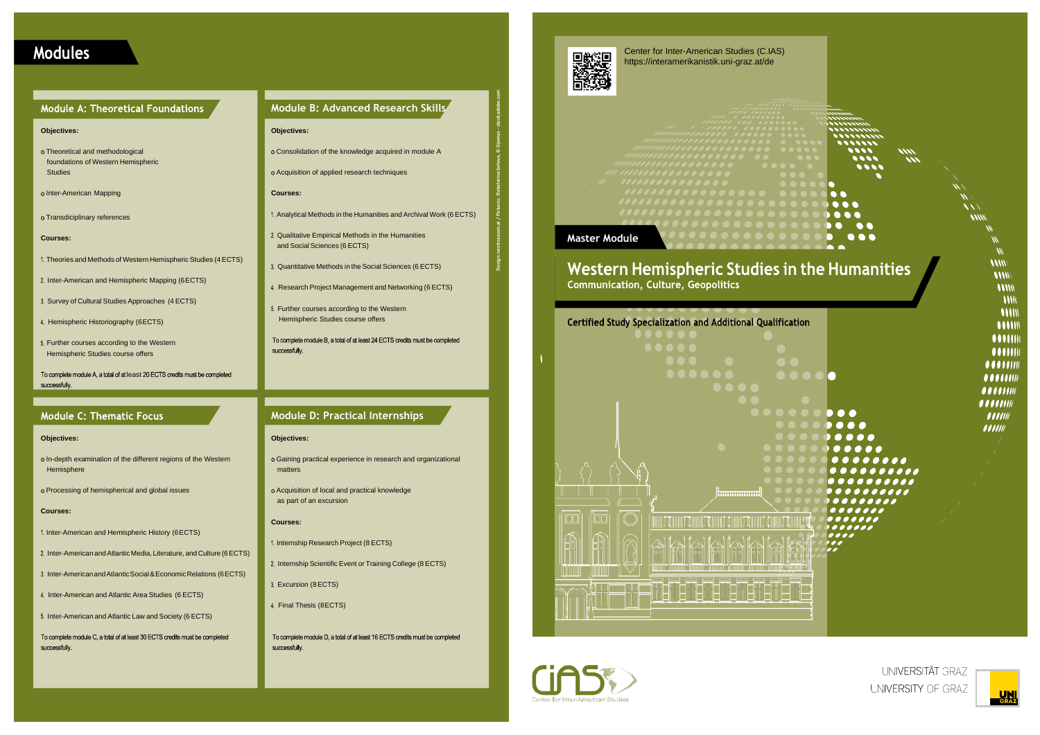# Modules

## Module A: Theoretical Foundations

**Objectives:**

- Theoretical and methodological foundations of Western Hemispheric Studies
- Inter-American Mapping
- Transdiciplinary references

**Courses:**

1. Theories and Methods of Western Hemispheric Studies (4 ECTS)
2. Inter-American and Hemispheric Mapping (6 ECTS)
3. Survey of Cultural Studies Approaches (4 ECTS)
4. Hemispheric Historiography (6 ECTS)
5. Further courses according to the Western Hemispheric Studies course offers

To complete module A, a total of at least 20 ECTS credits must be completed successfully.

## Module B: Advanced Research Skills

**Objectives:**

- Consolidation of the knowledge acquired in module A
- Acquisition of applied research techniques

**Courses:**

1. Analytical Methods in the Humanities and Archival Work (6 ECTS)
2. Qualitative Empirical Methods in the Humanities and Social Sciences (6 ECTS)
3. Quantitative Methods in the Social Sciences (6 ECTS)
4. Research Project Management and Networking (6 ECTS)
5. Further courses according to the Western Hemispheric Studies course offers

To complete module B, a total of at least 24 ECTS credits must be completed successfully.

## Module C: Thematic Focus

**Objectives:**

- In-depth examination of the different regions of the Western Hemisphere
- Processing of hemispherical and global issues

**Courses:**

1. Inter-American and Hemispheric History (6 ECTS)
2. Inter-American and Atlantic Media, Literature, and Culture (6 ECTS)
3. Inter-American and Atlantic Social & Economic Relations (6 ECTS)
4. Inter-American and Atlantic Area Studies (6 ECTS)
5. Inter-American and Atlantic Law and Society (6 ECTS)

To complete module C, a total of at least 30 ECTS credits must be completed successfully.

## Module D: Practical Internships

**Objectives:**

- Gaining practical experience in research and organizational matters
- Acquisition of local and practical knowledge as part of an excursion

**Courses:**

1. Internship Research Project (8 ECTS)
2. Internship Scientific Event or Training College (8 ECTS)
3. Excursion (8 ECTS)
4. Final Thesis (8 ECTS)

To complete module D, a total of at least 16 ECTS credits must be completed successfully.

Design: mirrtreason.at / Pictures: ©ekaterina belova, © Djomas - stock.adobe.com

Center for Inter-American Studies (C.IAS)
https://interamerikanistik.uni-graz.at/de

Master Module

# Western Hemispheric Studies in the Humanities

**Communication, Culture, Geopolitics**

**Certified Study Specialization and Additional Qualification**

CIAS Center for Inter-American Studies

UNIVERSITÄT GRAZ
UNIVERSITY OF GRAZ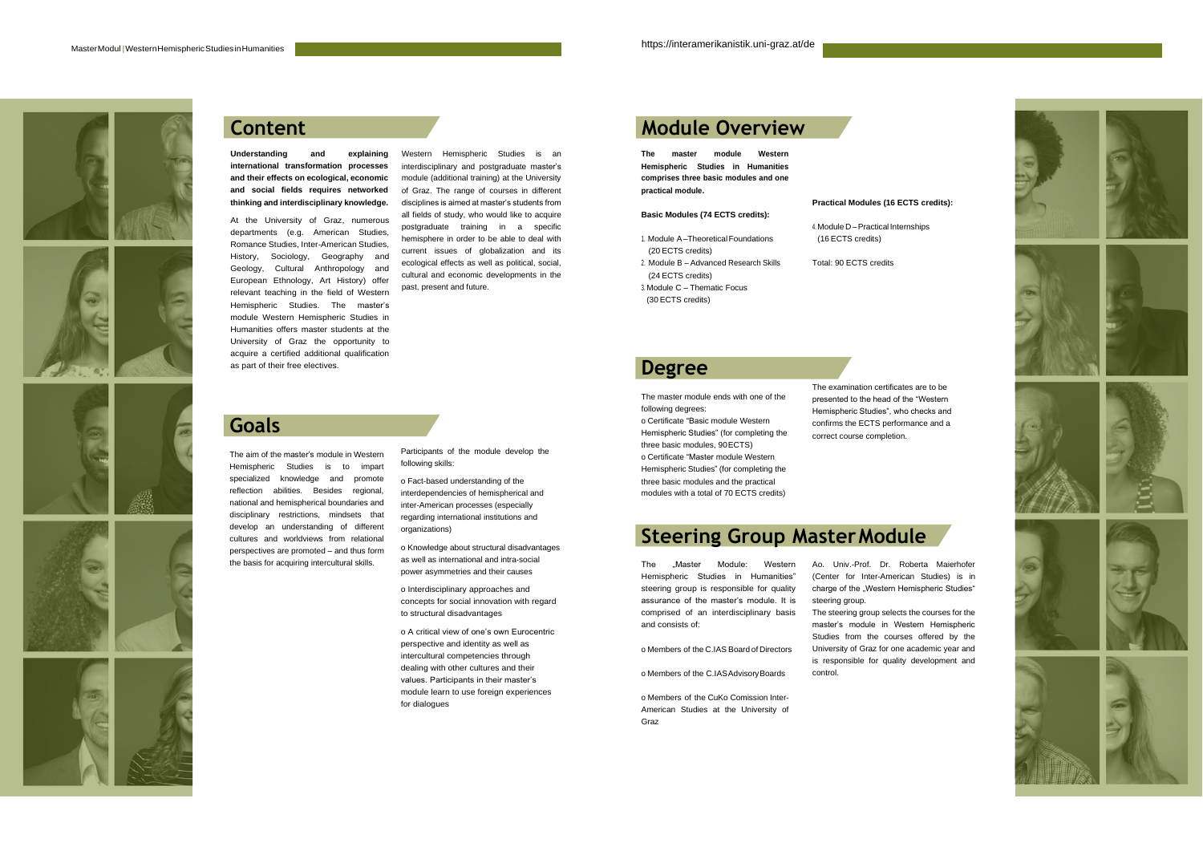## Content

**Understanding and explaining international transformation processes and their effects on ecological, economic and social fields requires networked thinking and interdisciplinary knowledge.**

At the University of Graz, numerous departments (e.g. American Studies, Romance Studies, Inter-American Studies, History, Sociology, Geography and Geology, Cultural Anthropology and European Ethnology, Art History) offer relevant teaching in the field of Western Hemispheric Studies. The master's module Western Hemispheric Studies in Humanities offers master students at the University of Graz the opportunity to acquire a certified additional qualification as part of their free electives.

Western Hemispheric Studies is an interdisciplinary and postgraduate master's module (additional training) at the University of Graz. The range of courses in different disciplines is aimed at master's students from all fields of study, who would like to acquire postgraduate training in a specific hemisphere in order to be able to deal with current issues of globalization and its ecological effects as well as political, social, cultural and economic developments in the past, present and future.

## Goals

The aim of the master's module in Western Hemispheric Studies is to impart specialized knowledge and promote reflection abilities. Besides regional, national and hemispherical boundaries and disciplinary restrictions, mindsets that develop an understanding of different cultures and worldviews from relational perspectives are promoted – and thus form the basis for acquiring intercultural skills.

Participants of the module develop the following skills:

o Fact-based understanding of the interdependencies of hemispherical and inter-American processes (especially regarding international institutions and organizations)

o Knowledge about structural disadvantages as well as international and intra-social power asymmetries and their causes

o Interdisciplinary approaches and concepts for social innovation with regard to structural disadvantages

o A critical view of one's own Eurocentric perspective and identity as well as intercultural competencies through dealing with other cultures and their values. Participants in their master's module learn to use foreign experiences for dialogues

## Module Overview

**The master module Western Hemispheric Studies in Humanities comprises three basic modules and one practical module.**

**Basic Modules (74 ECTS credits):**

1. Module A – Theoretical Foundations (20 ECTS credits)
2. Module B – Advanced Research Skills (24 ECTS credits)
3. Module C – Thematic Focus (30 ECTS credits)

**Practical Modules (16 ECTS credits):**

4. Module D – Practical Internships (16 ECTS credits)

Total: 90 ECTS credits

## Degree

The master module ends with one of the following degrees:

o Certificate "Basic module Western Hemispheric Studies" (for completing the three basic modules, 90 ECTS)

o Certificate "Master module Western Hemispheric Studies" (for completing the three basic modules and the practical modules with a total of 70 ECTS credits)

The examination certificates are to be presented to the head of the "Western Hemispheric Studies", who checks and confirms the ECTS performance and a correct course completion.

## Steering Group Master Module

The „Master Module: Western Hemispheric Studies in Humanities" steering group is responsible for quality assurance of the master's module. It is comprised of an interdisciplinary basis and consists of:

o Members of the C.IAS Board of Directors

o Members of the C.IAS Advisory Boards

o Members of the CuKo Comission Inter-American Studies at the University of Graz

Ao. Univ.-Prof. Dr. Roberta Maierhofer (Center for Inter-American Studies) is in charge of the „Western Hemispheric Studies" steering group.

The steering group selects the courses for the master's module in Western Hemispheric Studies from the courses offered by the University of Graz for one academic year and is responsible for quality development and control.